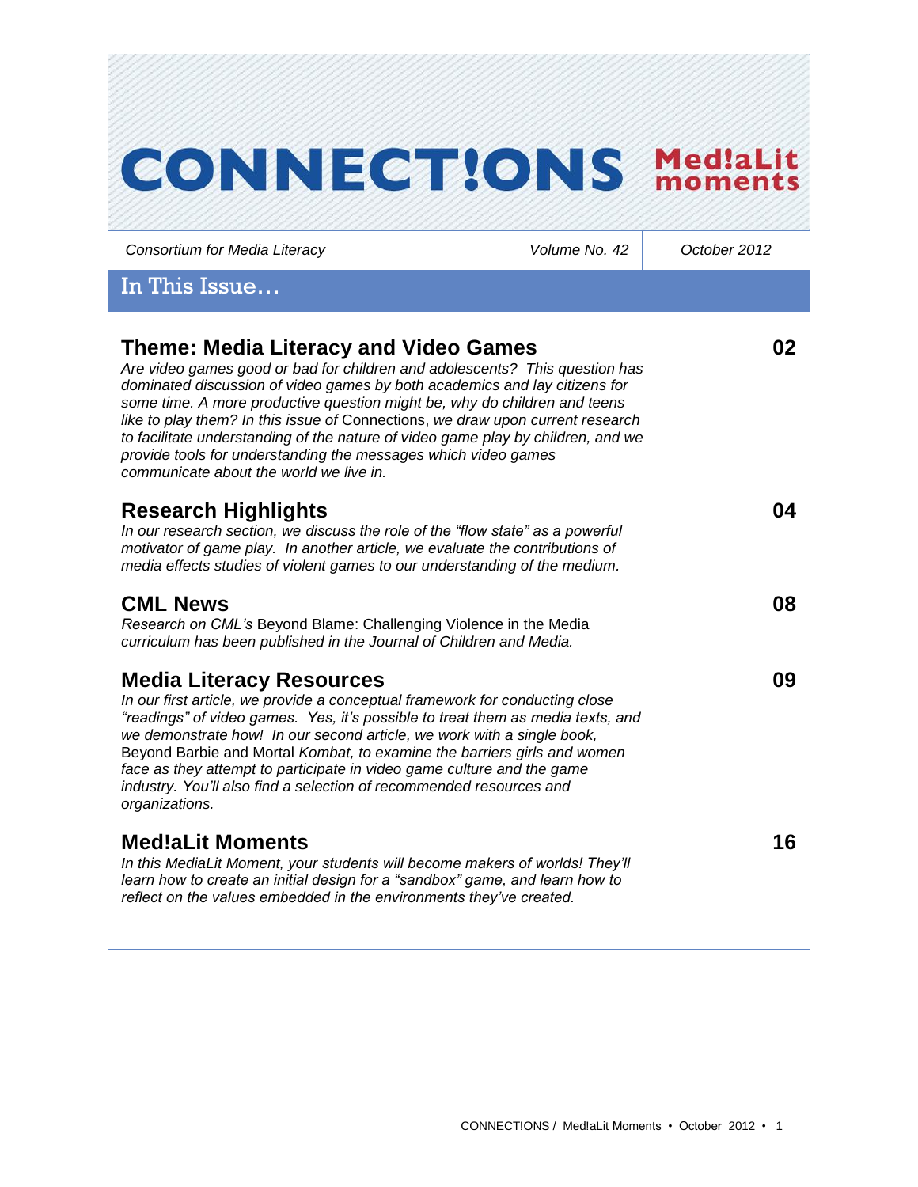# CONNECT!ONS Med!aLit moments

*Consortium for Media Literacy* | *Volume No. 42* | *October 2012*

## In This Issue…

### Theme: Media Literacy and Video Games — 02

*Are video games good or bad for children and adolescents? This question has dominated discussion of video games by both academics and lay citizens for some time. A more productive question might be, why do children and teens like to play them? In this issue of* Connections, *we draw upon current research to facilitate understanding of the nature of video game play by children, and we provide tools for understanding the messages which video games communicate about the world we live in.*

### Research Highlights — 04

*In our research section, we discuss the role of the "flow state" as a powerful motivator of game play. In another article, we evaluate the contributions of media effects studies of violent games to our understanding of the medium.*

### CML News — 08

*Research on CML's* Beyond Blame: Challenging Violence in the Media *curriculum has been published in the Journal of Children and Media.*

### Media Literacy Resources — 09

*In our first article, we provide a conceptual framework for conducting close "readings" of video games. Yes, it's possible to treat them as media texts, and we demonstrate how! In our second article, we work with a single book,* Beyond Barbie and Mortal *Kombat, to examine the barriers girls and women face as they attempt to participate in video game culture and the game industry. You'll also find a selection of recommended resources and organizations.*

### Med!aLit Moments — 16

*In this MediaLit Moment, your students will become makers of worlds! They'll learn how to create an initial design for a "sandbox" game, and learn how to reflect on the values embedded in the environments they've created.*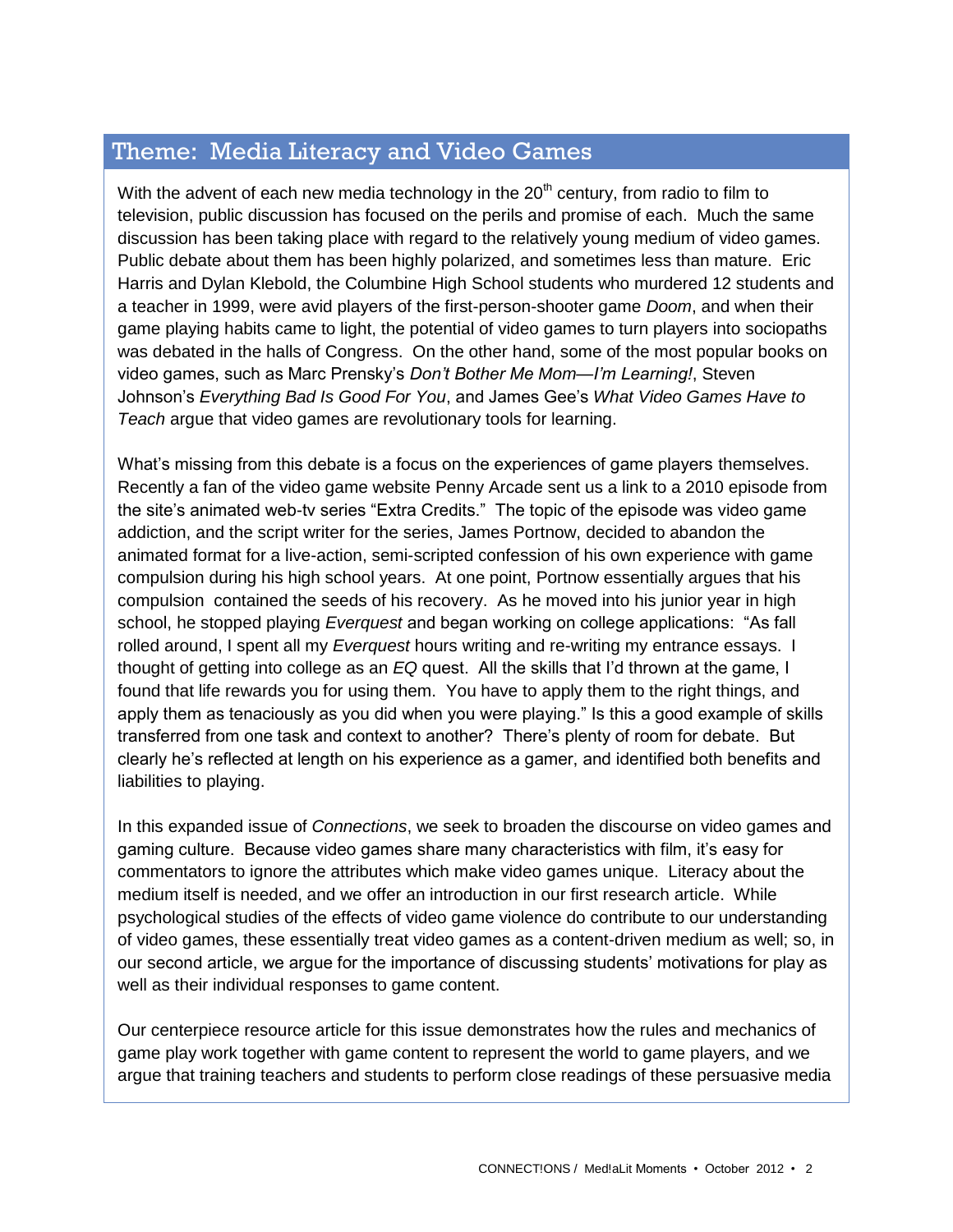## Theme: Media Literacy and Video Games

With the advent of each new media technology in the 20th century, from radio to film to television, public discussion has focused on the perils and promise of each. Much the same discussion has been taking place with regard to the relatively young medium of video games. Public debate about them has been highly polarized, and sometimes less than mature. Eric Harris and Dylan Klebold, the Columbine High School students who murdered 12 students and a teacher in 1999, were avid players of the first-person-shooter game *Doom*, and when their game playing habits came to light, the potential of video games to turn players into sociopaths was debated in the halls of Congress. On the other hand, some of the most popular books on video games, such as Marc Prensky's *Don't Bother Me Mom—I'm Learning!*, Steven Johnson's *Everything Bad Is Good For You*, and James Gee's *What Video Games Have to Teach* argue that video games are revolutionary tools for learning.

What's missing from this debate is a focus on the experiences of game players themselves. Recently a fan of the video game website Penny Arcade sent us a link to a 2010 episode from the site's animated web-tv series "Extra Credits." The topic of the episode was video game addiction, and the script writer for the series, James Portnow, decided to abandon the animated format for a live-action, semi-scripted confession of his own experience with game compulsion during his high school years. At one point, Portnow essentially argues that his compulsion contained the seeds of his recovery. As he moved into his junior year in high school, he stopped playing *Everquest* and began working on college applications: "As fall rolled around, I spent all my *Everquest* hours writing and re-writing my entrance essays. I thought of getting into college as an *EQ* quest. All the skills that I'd thrown at the game, I found that life rewards you for using them. You have to apply them to the right things, and apply them as tenaciously as you did when you were playing." Is this a good example of skills transferred from one task and context to another? There's plenty of room for debate. But clearly he's reflected at length on his experience as a gamer, and identified both benefits and liabilities to playing.

In this expanded issue of *Connections*, we seek to broaden the discourse on video games and gaming culture. Because video games share many characteristics with film, it's easy for commentators to ignore the attributes which make video games unique. Literacy about the medium itself is needed, and we offer an introduction in our first research article. While psychological studies of the effects of video game violence do contribute to our understanding of video games, these essentially treat video games as a content-driven medium as well; so, in our second article, we argue for the importance of discussing students' motivations for play as well as their individual responses to game content.

Our centerpiece resource article for this issue demonstrates how the rules and mechanics of game play work together with game content to represent the world to game players, and we argue that training teachers and students to perform close readings of these persuasive media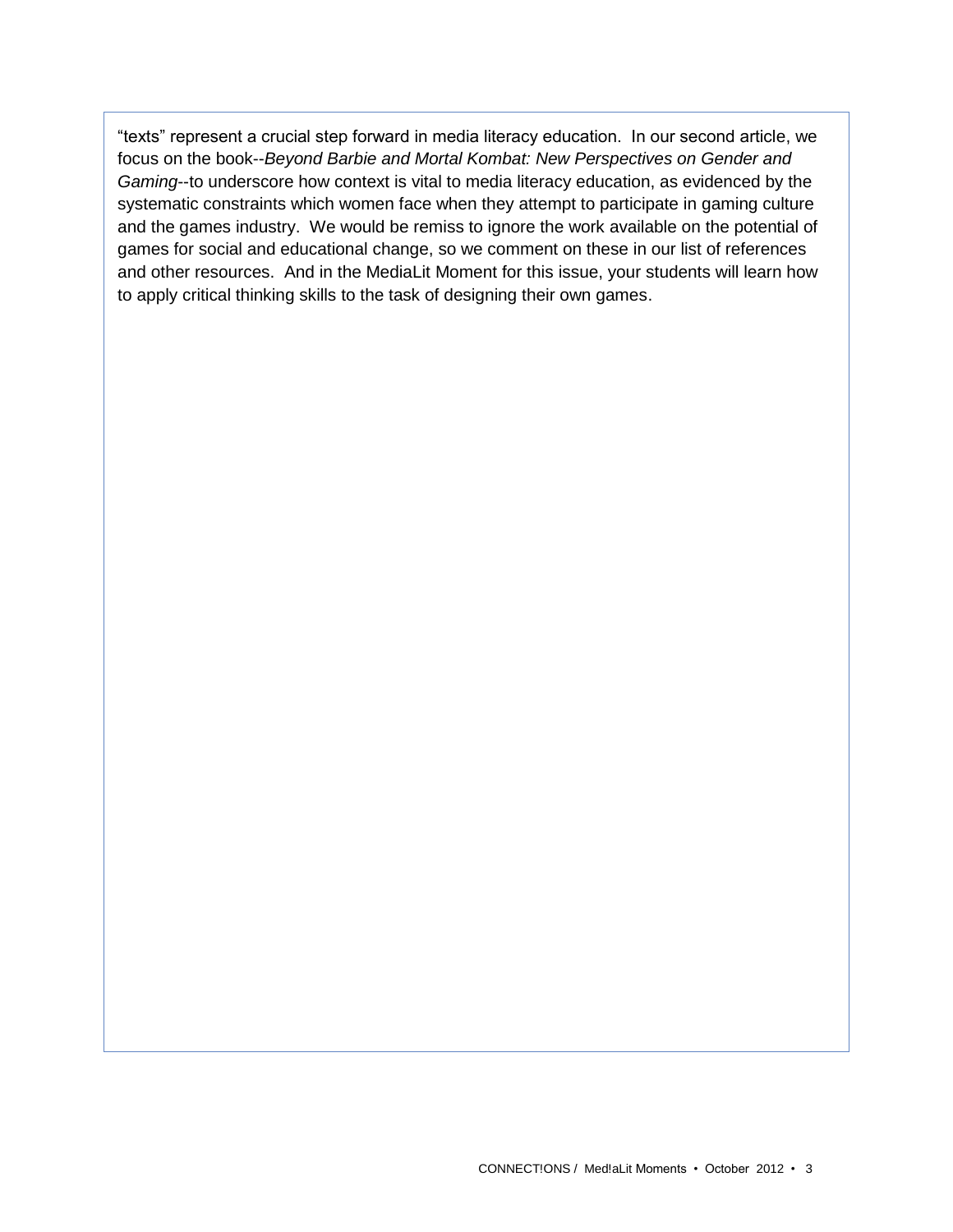"texts" represent a crucial step forward in media literacy education. In our second article, we focus on the book--*Beyond Barbie and Mortal Kombat: New Perspectives on Gender and Gaming*--to underscore how context is vital to media literacy education, as evidenced by the systematic constraints which women face when they attempt to participate in gaming culture and the games industry. We would be remiss to ignore the work available on the potential of games for social and educational change, so we comment on these in our list of references and other resources. And in the MediaLit Moment for this issue, your students will learn how to apply critical thinking skills to the task of designing their own games.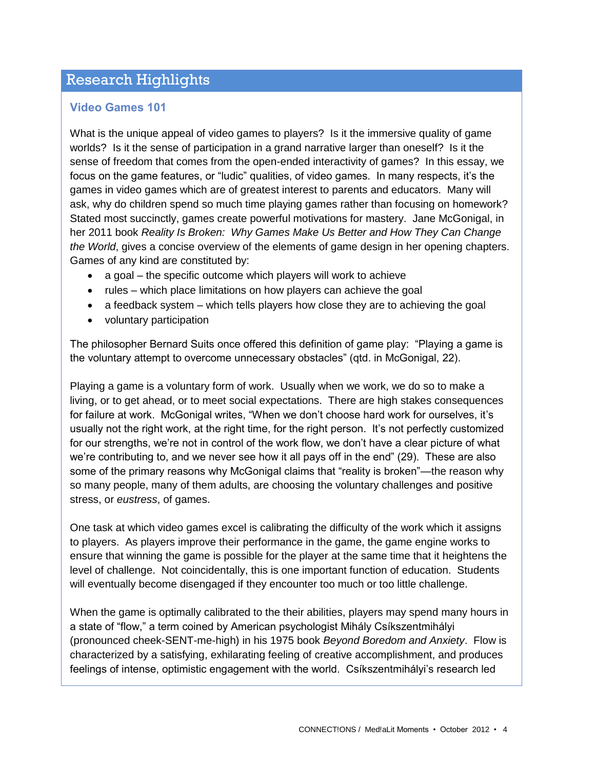## Research Highlights

### Video Games 101

What is the unique appeal of video games to players? Is it the immersive quality of game worlds? Is it the sense of participation in a grand narrative larger than oneself? Is it the sense of freedom that comes from the open-ended interactivity of games? In this essay, we focus on the game features, or "ludic" qualities, of video games. In many respects, it's the games in video games which are of greatest interest to parents and educators. Many will ask, why do children spend so much time playing games rather than focusing on homework? Stated most succinctly, games create powerful motivations for mastery. Jane McGonigal, in her 2011 book *Reality Is Broken: Why Games Make Us Better and How They Can Change the World*, gives a concise overview of the elements of game design in her opening chapters. Games of any kind are constituted by:

- a goal – the specific outcome which players will work to achieve
- rules – which place limitations on how players can achieve the goal
- a feedback system – which tells players how close they are to achieving the goal
- voluntary participation

The philosopher Bernard Suits once offered this definition of game play: "Playing a game is the voluntary attempt to overcome unnecessary obstacles" (qtd. in McGonigal, 22).

Playing a game is a voluntary form of work. Usually when we work, we do so to make a living, or to get ahead, or to meet social expectations. There are high stakes consequences for failure at work. McGonigal writes, "When we don't choose hard work for ourselves, it's usually not the right work, at the right time, for the right person. It's not perfectly customized for our strengths, we're not in control of the work flow, we don't have a clear picture of what we're contributing to, and we never see how it all pays off in the end" (29). These are also some of the primary reasons why McGonigal claims that "reality is broken"—the reason why so many people, many of them adults, are choosing the voluntary challenges and positive stress, or *eustress*, of games.

One task at which video games excel is calibrating the difficulty of the work which it assigns to players. As players improve their performance in the game, the game engine works to ensure that winning the game is possible for the player at the same time that it heightens the level of challenge. Not coincidentally, this is one important function of education. Students will eventually become disengaged if they encounter too much or too little challenge.

When the game is optimally calibrated to the their abilities, players may spend many hours in a state of "flow," a term coined by American psychologist Mihály Csíkszentmihályi (pronounced cheek-SENT-me-high) in his 1975 book *Beyond Boredom and Anxiety*. Flow is characterized by a satisfying, exhilarating feeling of creative accomplishment, and produces feelings of intense, optimistic engagement with the world. Csíkszentmihályi's research led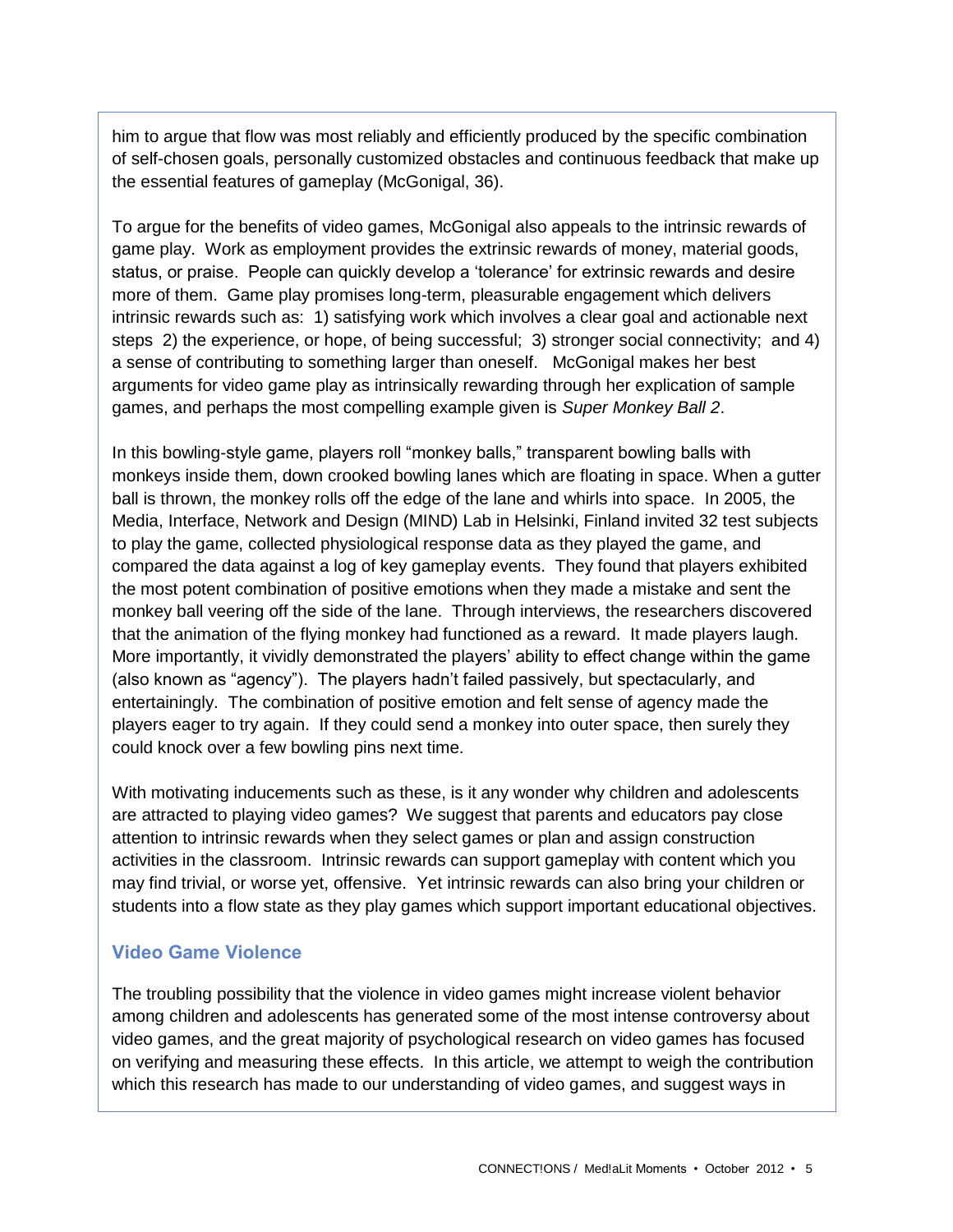him to argue that flow was most reliably and efficiently produced by the specific combination of self-chosen goals, personally customized obstacles and continuous feedback that make up the essential features of gameplay (McGonigal, 36).

To argue for the benefits of video games, McGonigal also appeals to the intrinsic rewards of game play. Work as employment provides the extrinsic rewards of money, material goods, status, or praise. People can quickly develop a 'tolerance' for extrinsic rewards and desire more of them. Game play promises long-term, pleasurable engagement which delivers intrinsic rewards such as: 1) satisfying work which involves a clear goal and actionable next steps 2) the experience, or hope, of being successful; 3) stronger social connectivity; and 4) a sense of contributing to something larger than oneself. McGonigal makes her best arguments for video game play as intrinsically rewarding through her explication of sample games, and perhaps the most compelling example given is *Super Monkey Ball 2*.

In this bowling-style game, players roll "monkey balls," transparent bowling balls with monkeys inside them, down crooked bowling lanes which are floating in space. When a gutter ball is thrown, the monkey rolls off the edge of the lane and whirls into space. In 2005, the Media, Interface, Network and Design (MIND) Lab in Helsinki, Finland invited 32 test subjects to play the game, collected physiological response data as they played the game, and compared the data against a log of key gameplay events. They found that players exhibited the most potent combination of positive emotions when they made a mistake and sent the monkey ball veering off the side of the lane. Through interviews, the researchers discovered that the animation of the flying monkey had functioned as a reward. It made players laugh. More importantly, it vividly demonstrated the players' ability to effect change within the game (also known as "agency"). The players hadn't failed passively, but spectacularly, and entertainingly. The combination of positive emotion and felt sense of agency made the players eager to try again. If they could send a monkey into outer space, then surely they could knock over a few bowling pins next time.

With motivating inducements such as these, is it any wonder why children and adolescents are attracted to playing video games? We suggest that parents and educators pay close attention to intrinsic rewards when they select games or plan and assign construction activities in the classroom. Intrinsic rewards can support gameplay with content which you may find trivial, or worse yet, offensive. Yet intrinsic rewards can also bring your children or students into a flow state as they play games which support important educational objectives.

### Video Game Violence

The troubling possibility that the violence in video games might increase violent behavior among children and adolescents has generated some of the most intense controversy about video games, and the great majority of psychological research on video games has focused on verifying and measuring these effects. In this article, we attempt to weigh the contribution which this research has made to our understanding of video games, and suggest ways in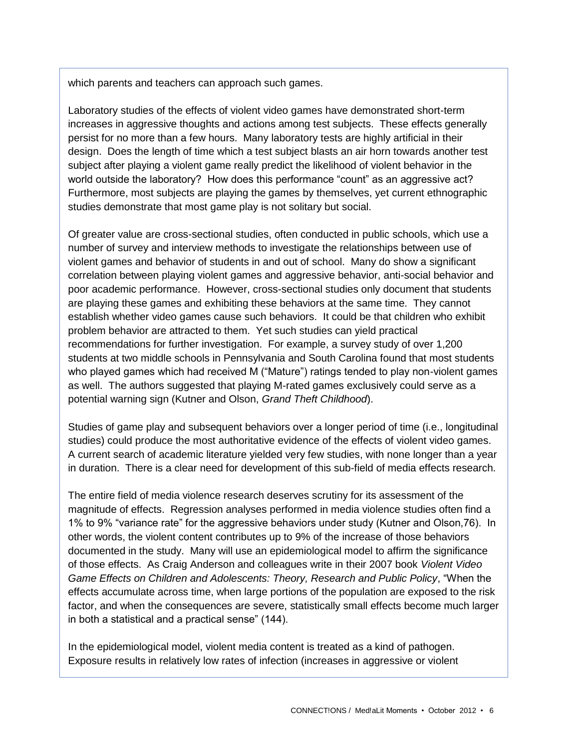which parents and teachers can approach such games.

Laboratory studies of the effects of violent video games have demonstrated short-term increases in aggressive thoughts and actions among test subjects. These effects generally persist for no more than a few hours. Many laboratory tests are highly artificial in their design. Does the length of time which a test subject blasts an air horn towards another test subject after playing a violent game really predict the likelihood of violent behavior in the world outside the laboratory? How does this performance "count" as an aggressive act? Furthermore, most subjects are playing the games by themselves, yet current ethnographic studies demonstrate that most game play is not solitary but social.

Of greater value are cross-sectional studies, often conducted in public schools, which use a number of survey and interview methods to investigate the relationships between use of violent games and behavior of students in and out of school. Many do show a significant correlation between playing violent games and aggressive behavior, anti-social behavior and poor academic performance. However, cross-sectional studies only document that students are playing these games and exhibiting these behaviors at the same time. They cannot establish whether video games cause such behaviors. It could be that children who exhibit problem behavior are attracted to them. Yet such studies can yield practical recommendations for further investigation. For example, a survey study of over 1,200 students at two middle schools in Pennsylvania and South Carolina found that most students who played games which had received M ("Mature") ratings tended to play non-violent games as well. The authors suggested that playing M-rated games exclusively could serve as a potential warning sign (Kutner and Olson, *Grand Theft Childhood*).

Studies of game play and subsequent behaviors over a longer period of time (i.e., longitudinal studies) could produce the most authoritative evidence of the effects of violent video games. A current search of academic literature yielded very few studies, with none longer than a year in duration. There is a clear need for development of this sub-field of media effects research.

The entire field of media violence research deserves scrutiny for its assessment of the magnitude of effects. Regression analyses performed in media violence studies often find a 1% to 9% "variance rate" for the aggressive behaviors under study (Kutner and Olson,76). In other words, the violent content contributes up to 9% of the increase of those behaviors documented in the study. Many will use an epidemiological model to affirm the significance of those effects. As Craig Anderson and colleagues write in their 2007 book *Violent Video Game Effects on Children and Adolescents: Theory, Research and Public Policy*, "When the effects accumulate across time, when large portions of the population are exposed to the risk factor, and when the consequences are severe, statistically small effects become much larger in both a statistical and a practical sense" (144).

In the epidemiological model, violent media content is treated as a kind of pathogen. Exposure results in relatively low rates of infection (increases in aggressive or violent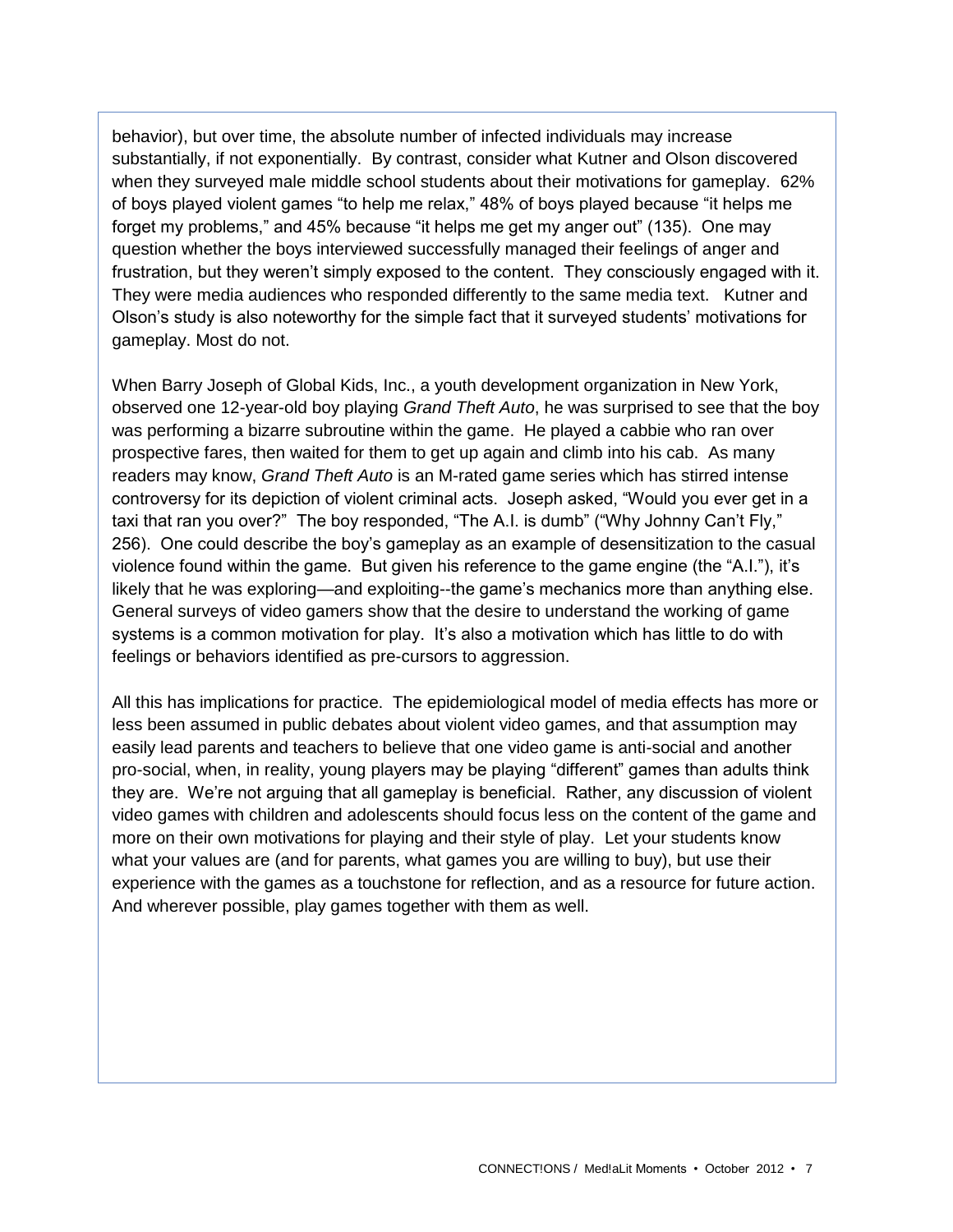behavior), but over time, the absolute number of infected individuals may increase substantially, if not exponentially. By contrast, consider what Kutner and Olson discovered when they surveyed male middle school students about their motivations for gameplay. 62% of boys played violent games "to help me relax," 48% of boys played because "it helps me forget my problems," and 45% because "it helps me get my anger out" (135). One may question whether the boys interviewed successfully managed their feelings of anger and frustration, but they weren't simply exposed to the content. They consciously engaged with it. They were media audiences who responded differently to the same media text. Kutner and Olson's study is also noteworthy for the simple fact that it surveyed students' motivations for gameplay. Most do not.

When Barry Joseph of Global Kids, Inc., a youth development organization in New York, observed one 12-year-old boy playing *Grand Theft Auto*, he was surprised to see that the boy was performing a bizarre subroutine within the game. He played a cabbie who ran over prospective fares, then waited for them to get up again and climb into his cab. As many readers may know, *Grand Theft Auto* is an M-rated game series which has stirred intense controversy for its depiction of violent criminal acts. Joseph asked, "Would you ever get in a taxi that ran you over?" The boy responded, "The A.I. is dumb" ("Why Johnny Can't Fly," 256). One could describe the boy's gameplay as an example of desensitization to the casual violence found within the game. But given his reference to the game engine (the "A.I."), it's likely that he was exploring—and exploiting--the game's mechanics more than anything else. General surveys of video gamers show that the desire to understand the working of game systems is a common motivation for play. It's also a motivation which has little to do with feelings or behaviors identified as pre-cursors to aggression.

All this has implications for practice. The epidemiological model of media effects has more or less been assumed in public debates about violent video games, and that assumption may easily lead parents and teachers to believe that one video game is anti-social and another pro-social, when, in reality, young players may be playing "different" games than adults think they are. We're not arguing that all gameplay is beneficial. Rather, any discussion of violent video games with children and adolescents should focus less on the content of the game and more on their own motivations for playing and their style of play. Let your students know what your values are (and for parents, what games you are willing to buy), but use their experience with the games as a touchstone for reflection, and as a resource for future action. And wherever possible, play games together with them as well.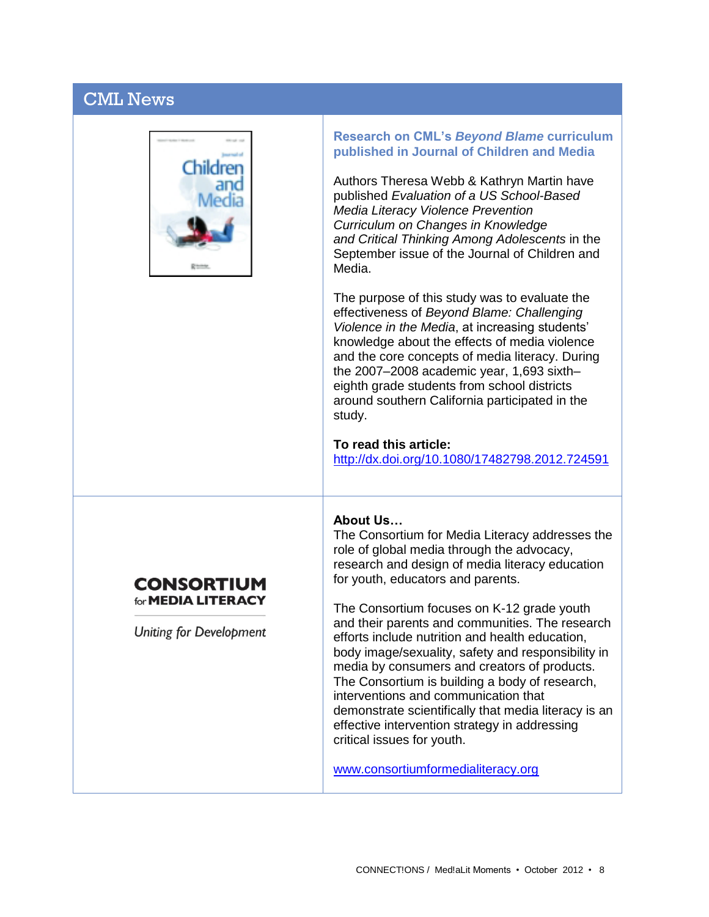## CML News

### Research on CML's *Beyond Blame* curriculum published in Journal of Children and Media

Authors Theresa Webb & Kathryn Martin have published *Evaluation of a US School-Based Media Literacy Violence Prevention Curriculum on Changes in Knowledge and Critical Thinking Among Adolescents* in the September issue of the Journal of Children and Media.

The purpose of this study was to evaluate the effectiveness of *Beyond Blame: Challenging Violence in the Media*, at increasing students' knowledge about the effects of media violence and the core concepts of media literacy. During the 2007–2008 academic year, 1,693 sixth–eighth grade students from school districts around southern California participated in the study.

**To read this article:**
http://dx.doi.org/10.1080/17482798.2012.724591

**CONSORTIUM for MEDIA LITERACY**

*Uniting for Development*

**About Us…**
The Consortium for Media Literacy addresses the role of global media through the advocacy, research and design of media literacy education for youth, educators and parents.

The Consortium focuses on K-12 grade youth and their parents and communities. The research efforts include nutrition and health education, body image/sexuality, safety and responsibility in media by consumers and creators of products. The Consortium is building a body of research, interventions and communication that demonstrate scientifically that media literacy is an effective intervention strategy in addressing critical issues for youth.

www.consortiumformedialiteracy.org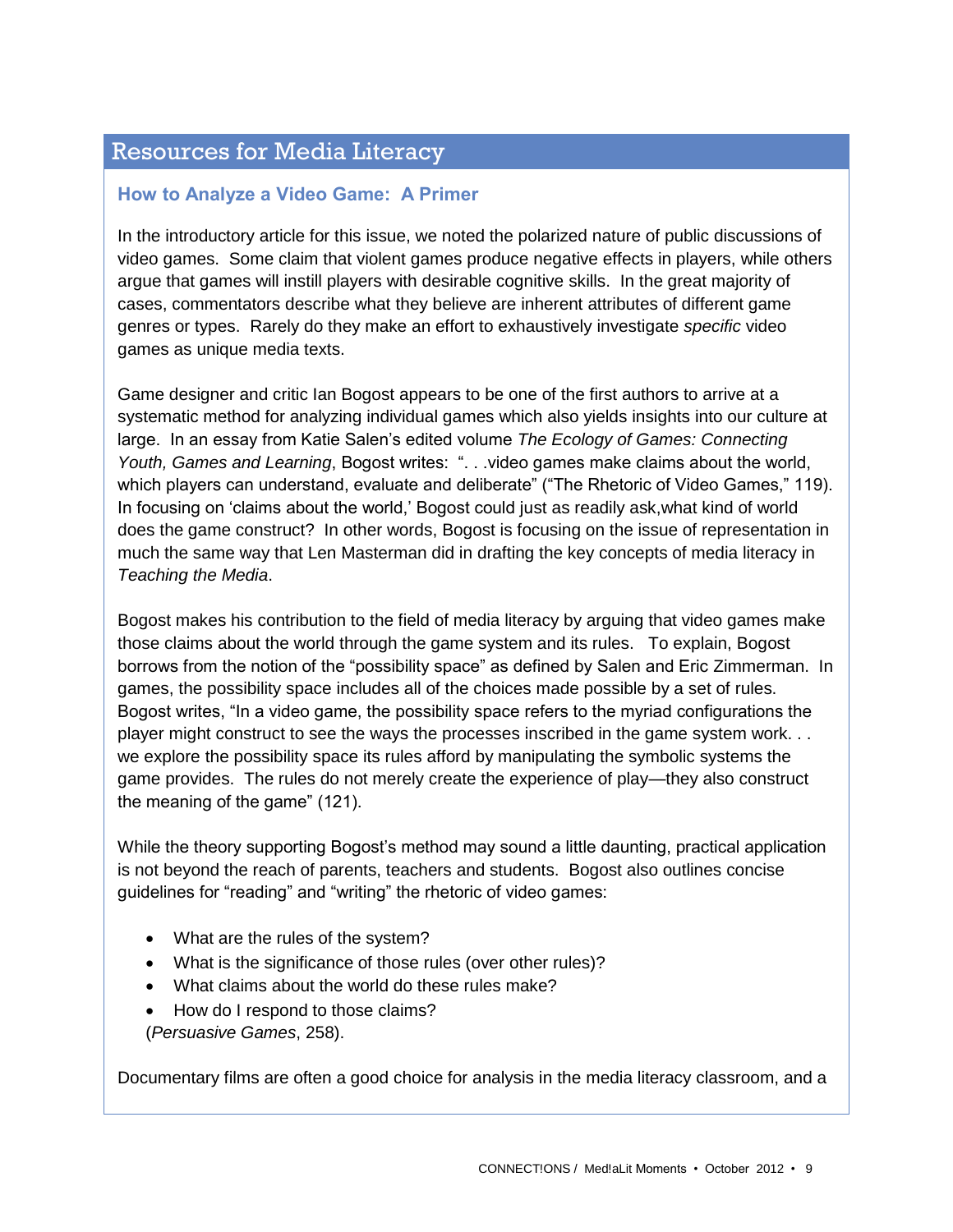## Resources for Media Literacy

### How to Analyze a Video Game: A Primer

In the introductory article for this issue, we noted the polarized nature of public discussions of video games. Some claim that violent games produce negative effects in players, while others argue that games will instill players with desirable cognitive skills. In the great majority of cases, commentators describe what they believe are inherent attributes of different game genres or types. Rarely do they make an effort to exhaustively investigate *specific* video games as unique media texts.

Game designer and critic Ian Bogost appears to be one of the first authors to arrive at a systematic method for analyzing individual games which also yields insights into our culture at large. In an essay from Katie Salen's edited volume *The Ecology of Games: Connecting Youth, Games and Learning*, Bogost writes: ". . .video games make claims about the world, which players can understand, evaluate and deliberate" ("The Rhetoric of Video Games," 119). In focusing on 'claims about the world,' Bogost could just as readily ask,what kind of world does the game construct? In other words, Bogost is focusing on the issue of representation in much the same way that Len Masterman did in drafting the key concepts of media literacy in *Teaching the Media*.

Bogost makes his contribution to the field of media literacy by arguing that video games make those claims about the world through the game system and its rules. To explain, Bogost borrows from the notion of the "possibility space" as defined by Salen and Eric Zimmerman. In games, the possibility space includes all of the choices made possible by a set of rules. Bogost writes, "In a video game, the possibility space refers to the myriad configurations the player might construct to see the ways the processes inscribed in the game system work. . . we explore the possibility space its rules afford by manipulating the symbolic systems the game provides. The rules do not merely create the experience of play—they also construct the meaning of the game" (121).

While the theory supporting Bogost's method may sound a little daunting, practical application is not beyond the reach of parents, teachers and students. Bogost also outlines concise guidelines for "reading" and "writing" the rhetoric of video games:

- What are the rules of the system?
- What is the significance of those rules (over other rules)?
- What claims about the world do these rules make?
- How do I respond to those claims?

(*Persuasive Games*, 258).

Documentary films are often a good choice for analysis in the media literacy classroom, and a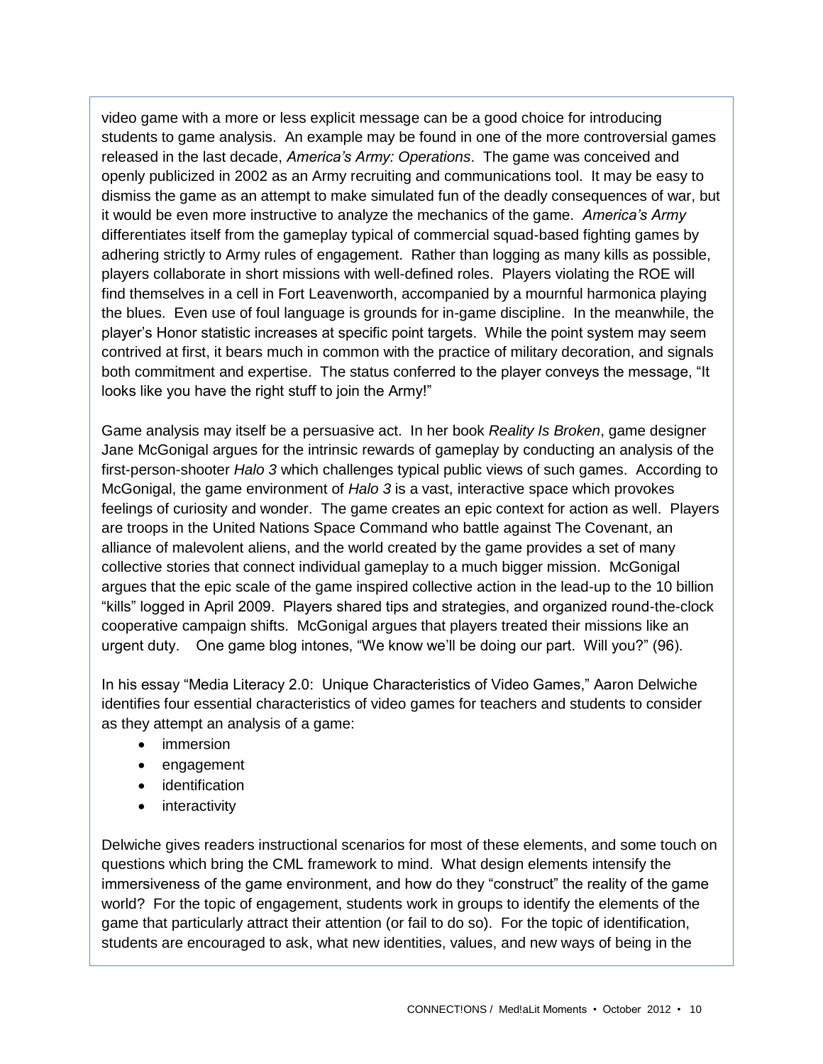video game with a more or less explicit message can be a good choice for introducing students to game analysis. An example may be found in one of the more controversial games released in the last decade, *America's Army: Operations*. The game was conceived and openly publicized in 2002 as an Army recruiting and communications tool. It may be easy to dismiss the game as an attempt to make simulated fun of the deadly consequences of war, but it would be even more instructive to analyze the mechanics of the game. *America's Army* differentiates itself from the gameplay typical of commercial squad-based fighting games by adhering strictly to Army rules of engagement. Rather than logging as many kills as possible, players collaborate in short missions with well-defined roles. Players violating the ROE will find themselves in a cell in Fort Leavenworth, accompanied by a mournful harmonica playing the blues. Even use of foul language is grounds for in-game discipline. In the meanwhile, the player's Honor statistic increases at specific point targets. While the point system may seem contrived at first, it bears much in common with the practice of military decoration, and signals both commitment and expertise. The status conferred to the player conveys the message, "It looks like you have the right stuff to join the Army!"

Game analysis may itself be a persuasive act. In her book *Reality Is Broken*, game designer Jane McGonigal argues for the intrinsic rewards of gameplay by conducting an analysis of the first-person-shooter *Halo 3* which challenges typical public views of such games. According to McGonigal, the game environment of *Halo 3* is a vast, interactive space which provokes feelings of curiosity and wonder. The game creates an epic context for action as well. Players are troops in the United Nations Space Command who battle against The Covenant, an alliance of malevolent aliens, and the world created by the game provides a set of many collective stories that connect individual gameplay to a much bigger mission. McGonigal argues that the epic scale of the game inspired collective action in the lead-up to the 10 billion "kills" logged in April 2009. Players shared tips and strategies, and organized round-the-clock cooperative campaign shifts. McGonigal argues that players treated their missions like an urgent duty. One game blog intones, "We know we'll be doing our part. Will you?" (96).

In his essay "Media Literacy 2.0: Unique Characteristics of Video Games," Aaron Delwiche identifies four essential characteristics of video games for teachers and students to consider as they attempt an analysis of a game:

- immersion
- engagement
- identification
- interactivity

Delwiche gives readers instructional scenarios for most of these elements, and some touch on questions which bring the CML framework to mind. What design elements intensify the immersiveness of the game environment, and how do they "construct" the reality of the game world? For the topic of engagement, students work in groups to identify the elements of the game that particularly attract their attention (or fail to do so). For the topic of identification, students are encouraged to ask, what new identities, values, and new ways of being in the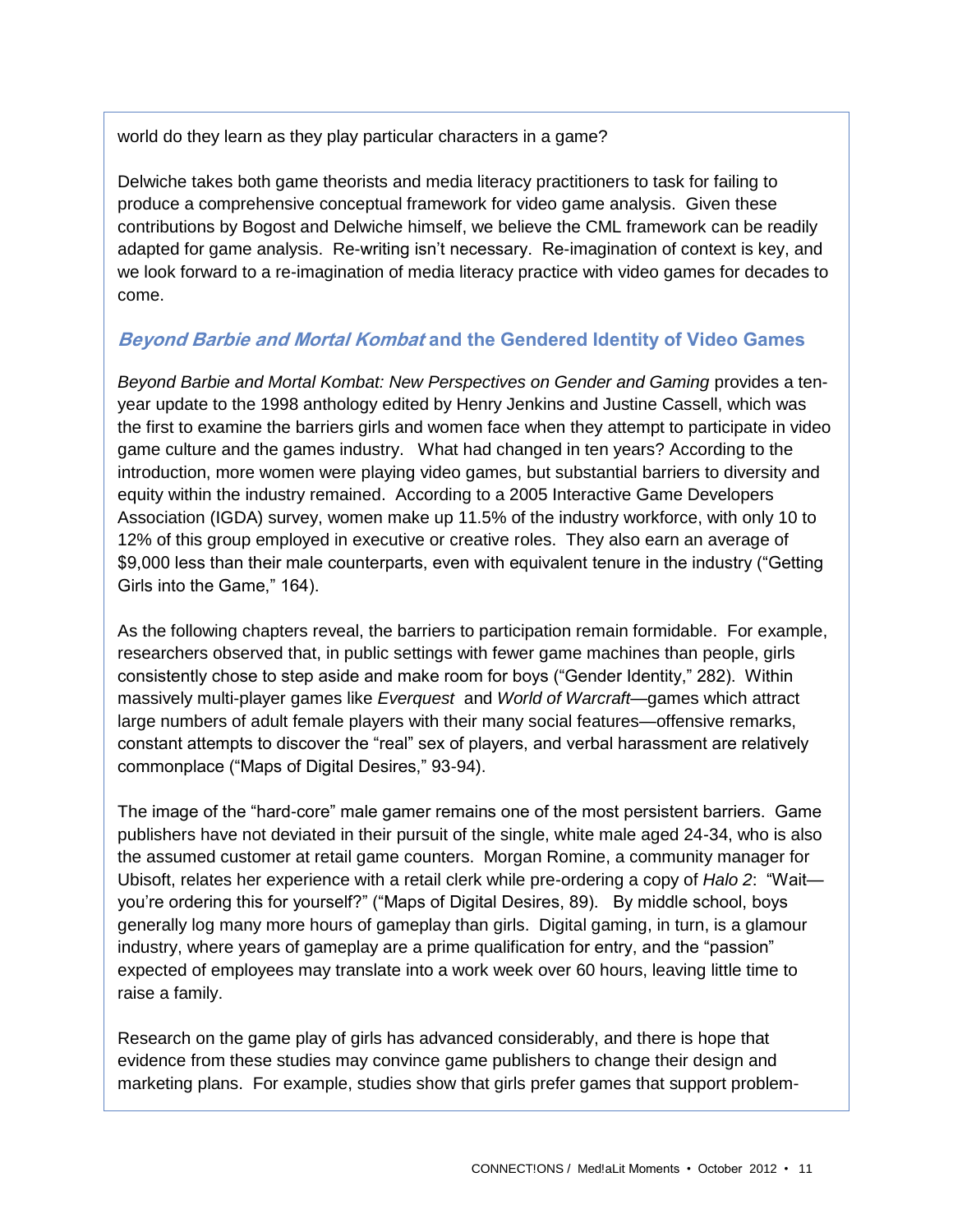world do they learn as they play particular characters in a game?

Delwiche takes both game theorists and media literacy practitioners to task for failing to produce a comprehensive conceptual framework for video game analysis. Given these contributions by Bogost and Delwiche himself, we believe the CML framework can be readily adapted for game analysis. Re-writing isn't necessary. Re-imagination of context is key, and we look forward to a re-imagination of media literacy practice with video games for decades to come.

## *Beyond Barbie and Mortal Kombat* and the Gendered Identity of Video Games

*Beyond Barbie and Mortal Kombat: New Perspectives on Gender and Gaming* provides a ten-year update to the 1998 anthology edited by Henry Jenkins and Justine Cassell, which was the first to examine the barriers girls and women face when they attempt to participate in video game culture and the games industry. What had changed in ten years? According to the introduction, more women were playing video games, but substantial barriers to diversity and equity within the industry remained. According to a 2005 Interactive Game Developers Association (IGDA) survey, women make up 11.5% of the industry workforce, with only 10 to 12% of this group employed in executive or creative roles. They also earn an average of $9,000 less than their male counterparts, even with equivalent tenure in the industry ("Getting Girls into the Game," 164).

As the following chapters reveal, the barriers to participation remain formidable. For example, researchers observed that, in public settings with fewer game machines than people, girls consistently chose to step aside and make room for boys ("Gender Identity," 282). Within massively multi-player games like *Everquest* and *World of Warcraft*—games which attract large numbers of adult female players with their many social features—offensive remarks, constant attempts to discover the "real" sex of players, and verbal harassment are relatively commonplace ("Maps of Digital Desires," 93-94).

The image of the "hard-core" male gamer remains one of the most persistent barriers. Game publishers have not deviated in their pursuit of the single, white male aged 24-34, who is also the assumed customer at retail game counters. Morgan Romine, a community manager for Ubisoft, relates her experience with a retail clerk while pre-ordering a copy of *Halo 2*: "Wait—you're ordering this for yourself?" ("Maps of Digital Desires, 89). By middle school, boys generally log many more hours of gameplay than girls. Digital gaming, in turn, is a glamour industry, where years of gameplay are a prime qualification for entry, and the "passion" expected of employees may translate into a work week over 60 hours, leaving little time to raise a family.

Research on the game play of girls has advanced considerably, and there is hope that evidence from these studies may convince game publishers to change their design and marketing plans. For example, studies show that girls prefer games that support problem-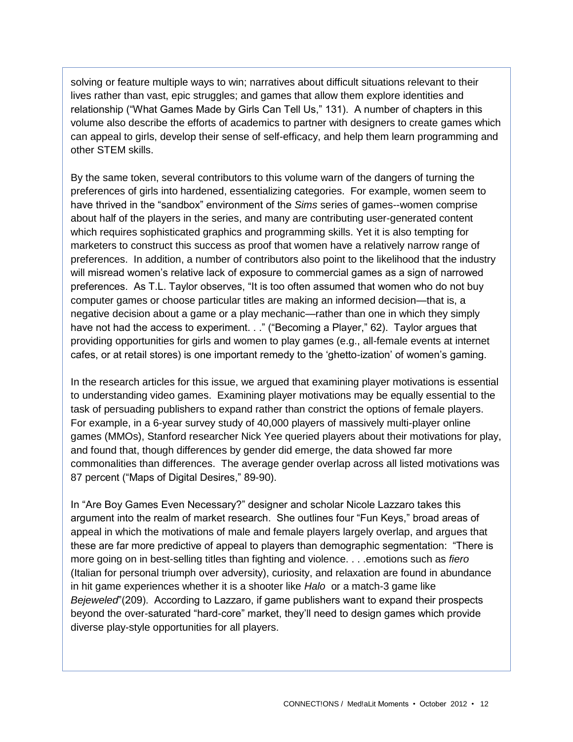solving or feature multiple ways to win; narratives about difficult situations relevant to their lives rather than vast, epic struggles; and games that allow them explore identities and relationship ("What Games Made by Girls Can Tell Us," 131). A number of chapters in this volume also describe the efforts of academics to partner with designers to create games which can appeal to girls, develop their sense of self-efficacy, and help them learn programming and other STEM skills.

By the same token, several contributors to this volume warn of the dangers of turning the preferences of girls into hardened, essentializing categories. For example, women seem to have thrived in the "sandbox" environment of the *Sims* series of games--women comprise about half of the players in the series, and many are contributing user-generated content which requires sophisticated graphics and programming skills. Yet it is also tempting for marketers to construct this success as proof that women have a relatively narrow range of preferences. In addition, a number of contributors also point to the likelihood that the industry will misread women's relative lack of exposure to commercial games as a sign of narrowed preferences. As T.L. Taylor observes, "It is too often assumed that women who do not buy computer games or choose particular titles are making an informed decision—that is, a negative decision about a game or a play mechanic—rather than one in which they simply have not had the access to experiment. . ." ("Becoming a Player," 62). Taylor argues that providing opportunities for girls and women to play games (e.g., all-female events at internet cafes, or at retail stores) is one important remedy to the 'ghetto-ization' of women's gaming.

In the research articles for this issue, we argued that examining player motivations is essential to understanding video games. Examining player motivations may be equally essential to the task of persuading publishers to expand rather than constrict the options of female players. For example, in a 6-year survey study of 40,000 players of massively multi-player online games (MMOs), Stanford researcher Nick Yee queried players about their motivations for play, and found that, though differences by gender did emerge, the data showed far more commonalities than differences. The average gender overlap across all listed motivations was 87 percent ("Maps of Digital Desires," 89-90).

In "Are Boy Games Even Necessary?" designer and scholar Nicole Lazzaro takes this argument into the realm of market research. She outlines four "Fun Keys," broad areas of appeal in which the motivations of male and female players largely overlap, and argues that these are far more predictive of appeal to players than demographic segmentation: "There is more going on in best-selling titles than fighting and violence. . . .emotions such as *fiero* (Italian for personal triumph over adversity), curiosity, and relaxation are found in abundance in hit game experiences whether it is a shooter like *Halo* or a match-3 game like *Bejeweled*"(209). According to Lazzaro, if game publishers want to expand their prospects beyond the over-saturated "hard-core" market, they'll need to design games which provide diverse play-style opportunities for all players.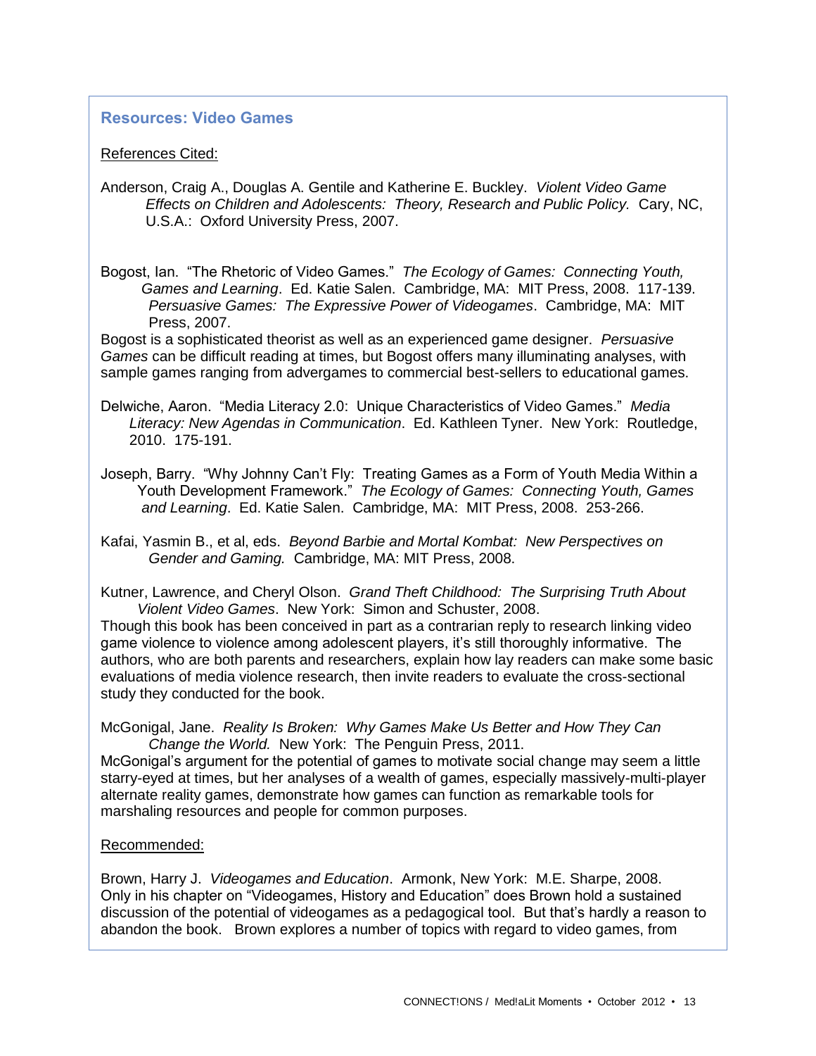## Resources: Video Games

References Cited:

Anderson, Craig A., Douglas A. Gentile and Katherine E. Buckley. *Violent Video Game Effects on Children and Adolescents: Theory, Research and Public Policy.* Cary, NC, U.S.A.: Oxford University Press, 2007.

Bogost, Ian. "The Rhetoric of Video Games." *The Ecology of Games: Connecting Youth, Games and Learning*. Ed. Katie Salen. Cambridge, MA: MIT Press, 2008. 117-139. *Persuasive Games: The Expressive Power of Videogames*. Cambridge, MA: MIT Press, 2007.

Bogost is a sophisticated theorist as well as an experienced game designer. *Persuasive Games* can be difficult reading at times, but Bogost offers many illuminating analyses, with sample games ranging from advergames to commercial best-sellers to educational games.

Delwiche, Aaron. "Media Literacy 2.0: Unique Characteristics of Video Games." *Media Literacy: New Agendas in Communication*. Ed. Kathleen Tyner. New York: Routledge, 2010. 175-191.

Joseph, Barry. "Why Johnny Can't Fly: Treating Games as a Form of Youth Media Within a Youth Development Framework." *The Ecology of Games: Connecting Youth, Games and Learning*. Ed. Katie Salen. Cambridge, MA: MIT Press, 2008. 253-266.

Kafai, Yasmin B., et al, eds. *Beyond Barbie and Mortal Kombat: New Perspectives on Gender and Gaming.* Cambridge, MA: MIT Press, 2008.

Kutner, Lawrence, and Cheryl Olson. *Grand Theft Childhood: The Surprising Truth About Violent Video Games*. New York: Simon and Schuster, 2008.

Though this book has been conceived in part as a contrarian reply to research linking video game violence to violence among adolescent players, it's still thoroughly informative. The authors, who are both parents and researchers, explain how lay readers can make some basic evaluations of media violence research, then invite readers to evaluate the cross-sectional study they conducted for the book.

McGonigal, Jane. *Reality Is Broken: Why Games Make Us Better and How They Can Change the World.* New York: The Penguin Press, 2011.

McGonigal's argument for the potential of games to motivate social change may seem a little starry-eyed at times, but her analyses of a wealth of games, especially massively-multi-player alternate reality games, demonstrate how games can function as remarkable tools for marshaling resources and people for common purposes.

Recommended:

Brown, Harry J. *Videogames and Education*. Armonk, New York: M.E. Sharpe, 2008.
Only in his chapter on "Videogames, History and Education" does Brown hold a sustained discussion of the potential of videogames as a pedagogical tool. But that's hardly a reason to abandon the book. Brown explores a number of topics with regard to video games, from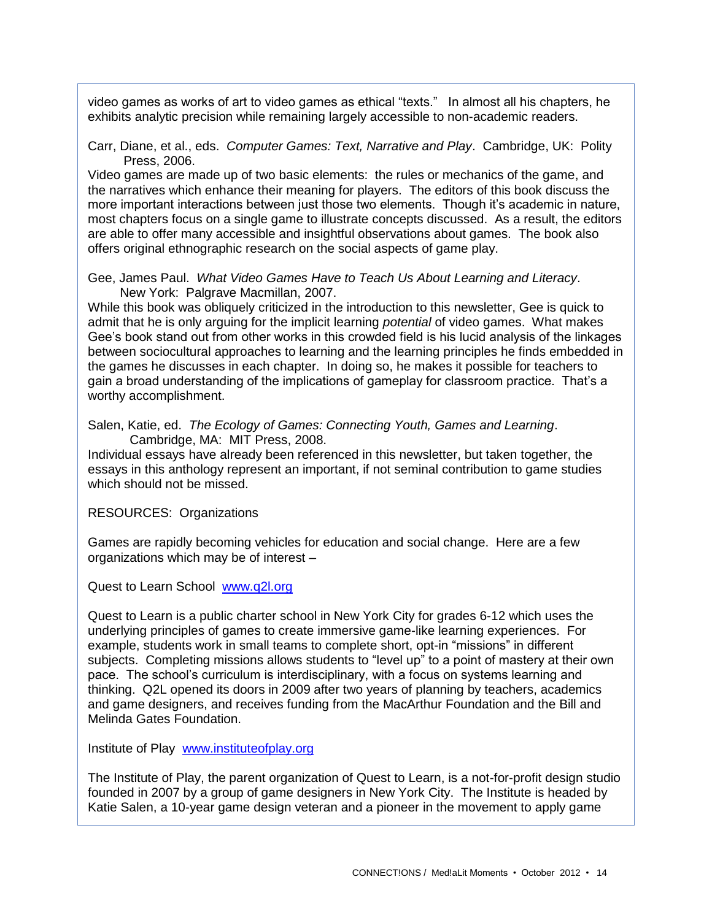video games as works of art to video games as ethical "texts." In almost all his chapters, he exhibits analytic precision while remaining largely accessible to non-academic readers.

Carr, Diane, et al., eds. *Computer Games: Text, Narrative and Play*. Cambridge, UK: Polity Press, 2006.

Video games are made up of two basic elements: the rules or mechanics of the game, and the narratives which enhance their meaning for players. The editors of this book discuss the more important interactions between just those two elements. Though it's academic in nature, most chapters focus on a single game to illustrate concepts discussed. As a result, the editors are able to offer many accessible and insightful observations about games. The book also offers original ethnographic research on the social aspects of game play.

Gee, James Paul. *What Video Games Have to Teach Us About Learning and Literacy*. New York: Palgrave Macmillan, 2007.

While this book was obliquely criticized in the introduction to this newsletter, Gee is quick to admit that he is only arguing for the implicit learning *potential* of video games. What makes Gee's book stand out from other works in this crowded field is his lucid analysis of the linkages between sociocultural approaches to learning and the learning principles he finds embedded in the games he discusses in each chapter. In doing so, he makes it possible for teachers to gain a broad understanding of the implications of gameplay for classroom practice. That's a worthy accomplishment.

Salen, Katie, ed. *The Ecology of Games: Connecting Youth, Games and Learning*. Cambridge, MA: MIT Press, 2008.

Individual essays have already been referenced in this newsletter, but taken together, the essays in this anthology represent an important, if not seminal contribution to game studies which should not be missed.

RESOURCES: Organizations

Games are rapidly becoming vehicles for education and social change. Here are a few organizations which may be of interest –

Quest to Learn School [www.q2l.org](http://www.q2l.org)

Quest to Learn is a public charter school in New York City for grades 6-12 which uses the underlying principles of games to create immersive game-like learning experiences. For example, students work in small teams to complete short, opt-in "missions" in different subjects. Completing missions allows students to "level up" to a point of mastery at their own pace. The school's curriculum is interdisciplinary, with a focus on systems learning and thinking. Q2L opened its doors in 2009 after two years of planning by teachers, academics and game designers, and receives funding from the MacArthur Foundation and the Bill and Melinda Gates Foundation.

Institute of Play [www.instituteofplay.org](http://www.instituteofplay.org)

The Institute of Play, the parent organization of Quest to Learn, is a not-for-profit design studio founded in 2007 by a group of game designers in New York City. The Institute is headed by Katie Salen, a 10-year game design veteran and a pioneer in the movement to apply game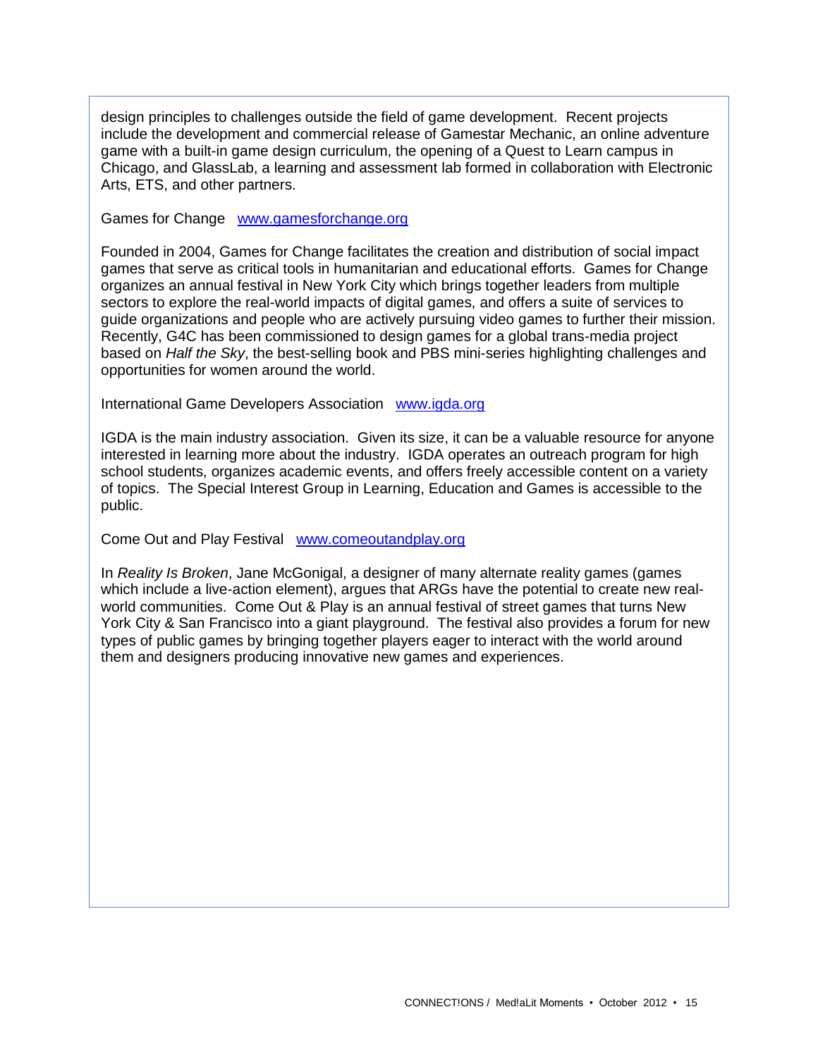design principles to challenges outside the field of game development. Recent projects include the development and commercial release of Gamestar Mechanic, an online adventure game with a built-in game design curriculum, the opening of a Quest to Learn campus in Chicago, and GlassLab, a learning and assessment lab formed in collaboration with Electronic Arts, ETS, and other partners.

Games for Change   [www.gamesforchange.org](http://www.gamesforchange.org)

Founded in 2004, Games for Change facilitates the creation and distribution of social impact games that serve as critical tools in humanitarian and educational efforts. Games for Change organizes an annual festival in New York City which brings together leaders from multiple sectors to explore the real-world impacts of digital games, and offers a suite of services to guide organizations and people who are actively pursuing video games to further their mission. Recently, G4C has been commissioned to design games for a global trans-media project based on *Half the Sky*, the best-selling book and PBS mini-series highlighting challenges and opportunities for women around the world.

International Game Developers Association   [www.igda.org](http://www.igda.org)

IGDA is the main industry association. Given its size, it can be a valuable resource for anyone interested in learning more about the industry. IGDA operates an outreach program for high school students, organizes academic events, and offers freely accessible content on a variety of topics. The Special Interest Group in Learning, Education and Games is accessible to the public.

Come Out and Play Festival   [www.comeoutandplay.org](http://www.comeoutandplay.org)

In *Reality Is Broken*, Jane McGonigal, a designer of many alternate reality games (games which include a live-action element), argues that ARGs have the potential to create new real-world communities. Come Out & Play is an annual festival of street games that turns New York City & San Francisco into a giant playground. The festival also provides a forum for new types of public games by bringing together players eager to interact with the world around them and designers producing innovative new games and experiences.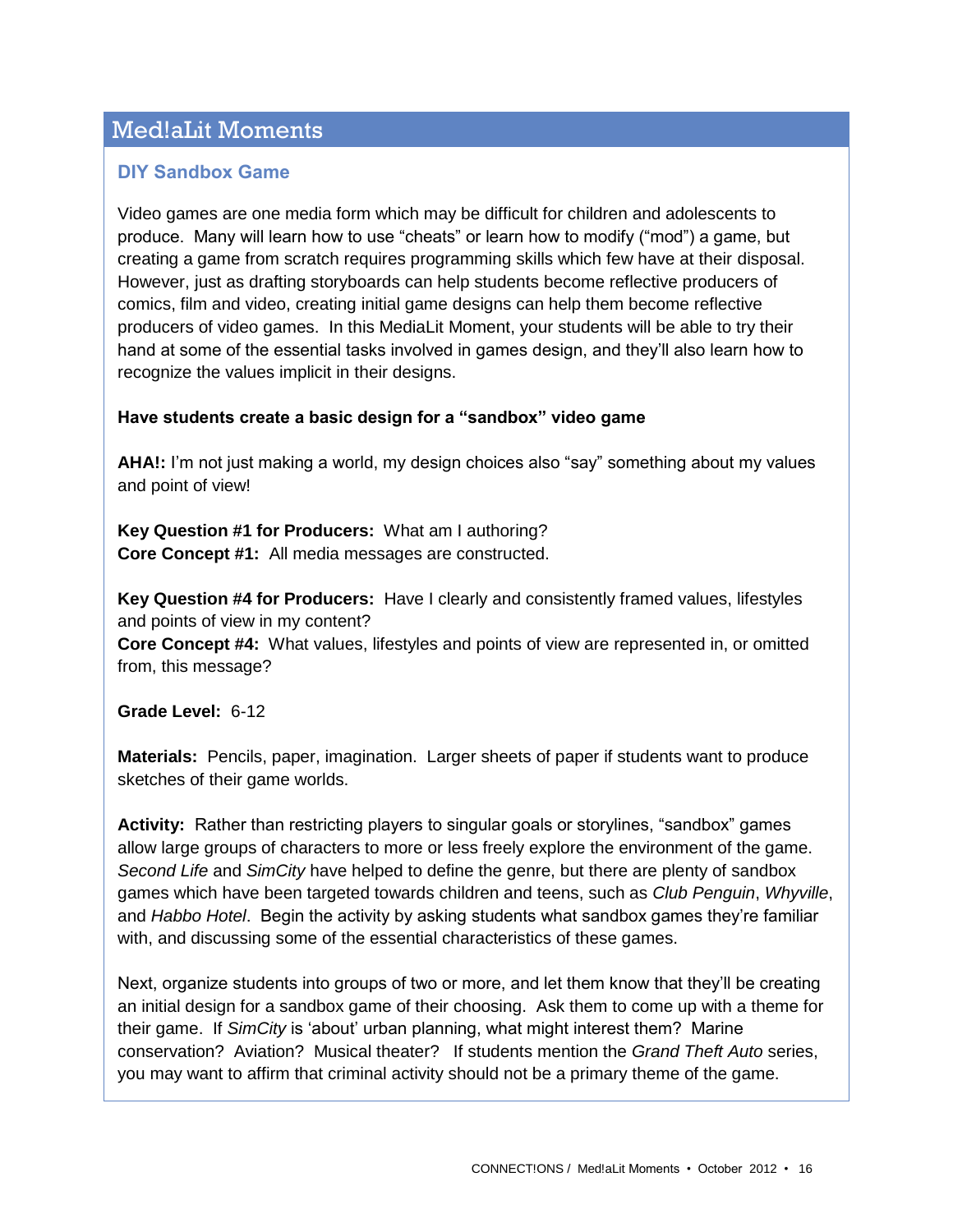## Med!aLit Moments

### DIY Sandbox Game

Video games are one media form which may be difficult for children and adolescents to produce. Many will learn how to use "cheats" or learn how to modify ("mod") a game, but creating a game from scratch requires programming skills which few have at their disposal. However, just as drafting storyboards can help students become reflective producers of comics, film and video, creating initial game designs can help them become reflective producers of video games. In this MediaLit Moment, your students will be able to try their hand at some of the essential tasks involved in games design, and they'll also learn how to recognize the values implicit in their designs.

**Have students create a basic design for a "sandbox" video game**

**AHA!:** I'm not just making a world, my design choices also "say" something about my values and point of view!

**Key Question #1 for Producers:** What am I authoring?
**Core Concept #1:** All media messages are constructed.

**Key Question #4 for Producers:** Have I clearly and consistently framed values, lifestyles and points of view in my content?
**Core Concept #4:** What values, lifestyles and points of view are represented in, or omitted from, this message?

**Grade Level:** 6-12

**Materials:** Pencils, paper, imagination. Larger sheets of paper if students want to produce sketches of their game worlds.

**Activity:** Rather than restricting players to singular goals or storylines, "sandbox" games allow large groups of characters to more or less freely explore the environment of the game. *Second Life* and *SimCity* have helped to define the genre, but there are plenty of sandbox games which have been targeted towards children and teens, such as *Club Penguin*, *Whyville*, and *Habbo Hotel*. Begin the activity by asking students what sandbox games they're familiar with, and discussing some of the essential characteristics of these games.

Next, organize students into groups of two or more, and let them know that they'll be creating an initial design for a sandbox game of their choosing. Ask them to come up with a theme for their game. If *SimCity* is 'about' urban planning, what might interest them? Marine conservation? Aviation? Musical theater? If students mention the *Grand Theft Auto* series, you may want to affirm that criminal activity should not be a primary theme of the game.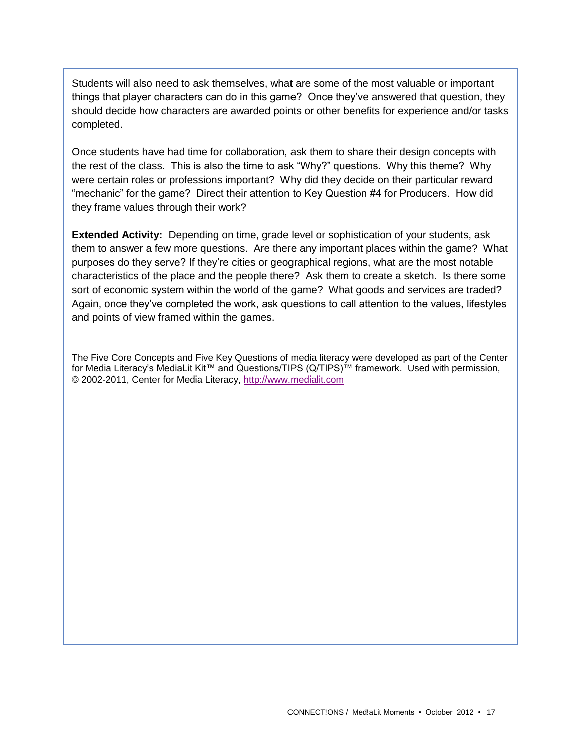Students will also need to ask themselves, what are some of the most valuable or important things that player characters can do in this game? Once they've answered that question, they should decide how characters are awarded points or other benefits for experience and/or tasks completed.

Once students have had time for collaboration, ask them to share their design concepts with the rest of the class. This is also the time to ask "Why?" questions. Why this theme? Why were certain roles or professions important? Why did they decide on their particular reward "mechanic" for the game? Direct their attention to Key Question #4 for Producers. How did they frame values through their work?

**Extended Activity:** Depending on time, grade level or sophistication of your students, ask them to answer a few more questions. Are there any important places within the game? What purposes do they serve? If they're cities or geographical regions, what are the most notable characteristics of the place and the people there? Ask them to create a sketch. Is there some sort of economic system within the world of the game? What goods and services are traded? Again, once they've completed the work, ask questions to call attention to the values, lifestyles and points of view framed within the games.

The Five Core Concepts and Five Key Questions of media literacy were developed as part of the Center for Media Literacy's MediaLit Kit™ and Questions/TIPS (Q/TIPS)™ framework. Used with permission, © 2002-2011, Center for Media Literacy, http://www.medialit.com